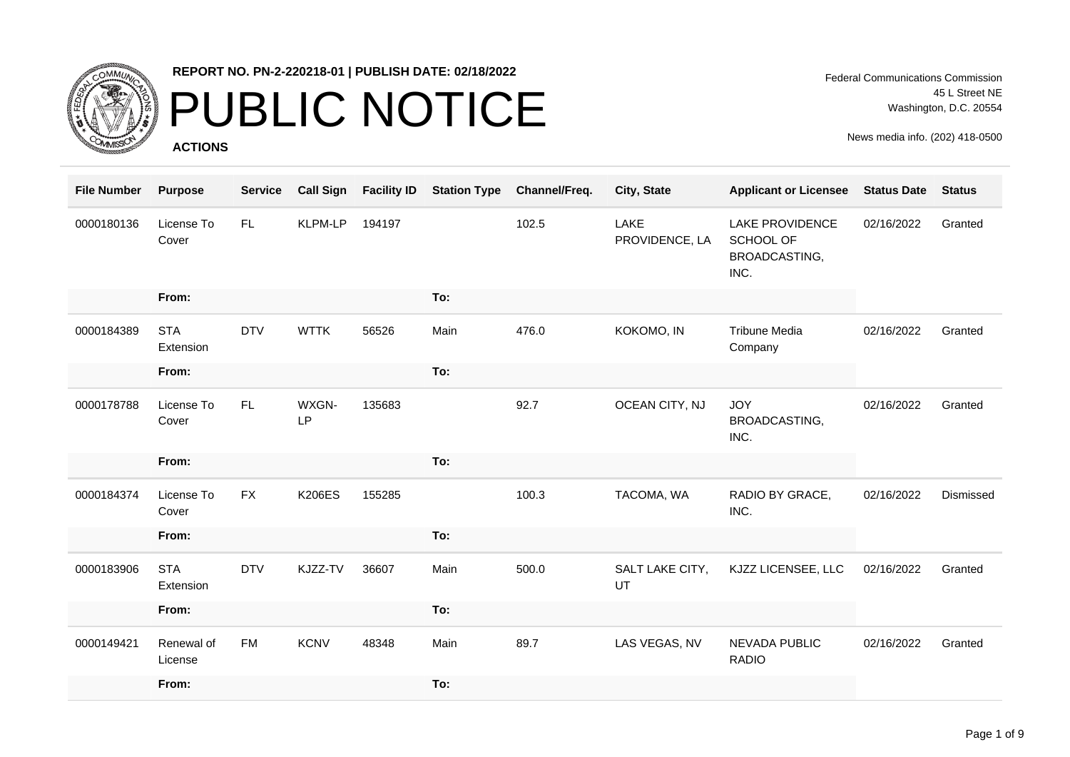**REPORT NO. PN-2-220218-01 | PUBLISH DATE: 02/18/2022**

# PUBLIC NOTICE

**ACTIONS**

Federal Communications Commission
45 L Street NE
Washington, D.C. 20554

News media info. (202) 418-0500

| File Number | Purpose | Service | Call Sign | Facility ID | Station Type | Channel/Freq. | City, State | Applicant or Licensee | Status Date | Status |
|---|---|---|---|---|---|---|---|---|---|---|
| 0000180136 | License To Cover | FL | KLPM-LP | 194197 | | 102.5 | LAKE PROVIDENCE, LA | LAKE PROVIDENCE SCHOOL OF BROADCASTING, INC. | 02/16/2022 | Granted |
| | **From:** | | | | **To:** | | | | | |
| 0000184389 | STA Extension | DTV | WTTK | 56526 | Main | 476.0 | KOKOMO, IN | Tribune Media Company | 02/16/2022 | Granted |
| | **From:** | | | | **To:** | | | | | |
| 0000178788 | License To Cover | FL | WXGN-LP | 135683 | | 92.7 | OCEAN CITY, NJ | JOY BROADCASTING, INC. | 02/16/2022 | Granted |
| | **From:** | | | | **To:** | | | | | |
| 0000184374 | License To Cover | FX | K206ES | 155285 | | 100.3 | TACOMA, WA | RADIO BY GRACE, INC. | 02/16/2022 | Dismissed |
| | **From:** | | | | **To:** | | | | | |
| 0000183906 | STA Extension | DTV | KJZZ-TV | 36607 | Main | 500.0 | SALT LAKE CITY, UT | KJZZ LICENSEE, LLC | 02/16/2022 | Granted |
| | **From:** | | | | **To:** | | | | | |
| 0000149421 | Renewal of License | FM | KCNV | 48348 | Main | 89.7 | LAS VEGAS, NV | NEVADA PUBLIC RADIO | 02/16/2022 | Granted |
| | **From:** | | | | **To:** | | | | | |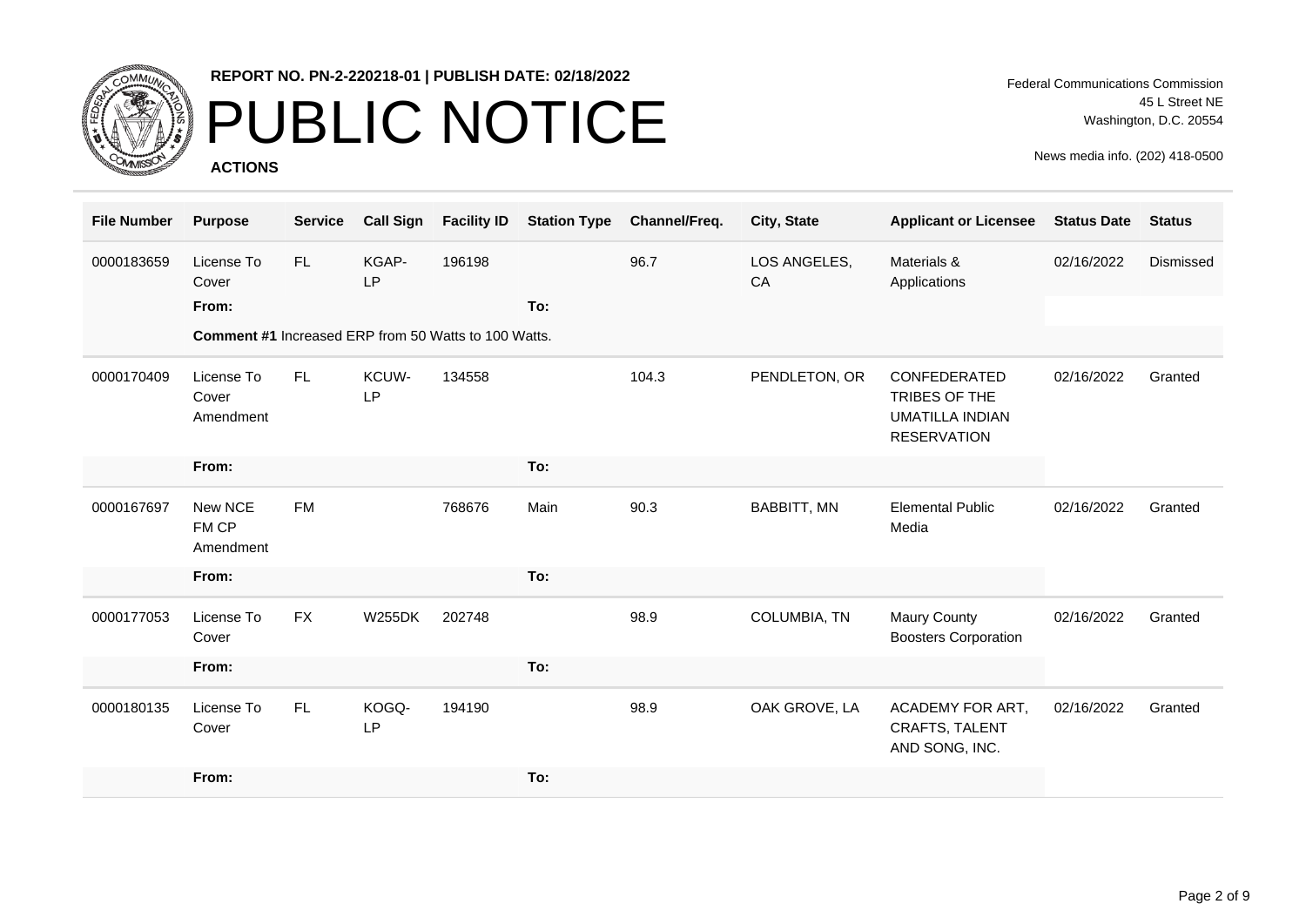**REPORT NO. PN-2-220218-01 | PUBLISH DATE: 02/18/2022**

# PUBLIC NOTICE

**ACTIONS**

Federal Communications Commission
45 L Street NE
Washington, D.C. 20554

News media info. (202) 418-0500

| File Number | Purpose | Service | Call Sign | Facility ID | Station Type | Channel/Freq. | City, State | Applicant or Licensee | Status Date | Status |
|---|---|---|---|---|---|---|---|---|---|---|
| 0000183659 | License To Cover | FL | KGAP-LP | 196198 | | 96.7 | LOS ANGELES, CA | Materials & Applications | 02/16/2022 | Dismissed |
| | **From:** | | | | **To:** | | | | | |
| | **Comment #1** Increased ERP from 50 Watts to 100 Watts. | | | | | | | | | |
| 0000170409 | License To Cover Amendment | FL | KCUW-LP | 134558 | | 104.3 | PENDLETON, OR | CONFEDERATED TRIBES OF THE UMATILLA INDIAN RESERVATION | 02/16/2022 | Granted |
| | **From:** | | | | **To:** | | | | | |
| 0000167697 | New NCE FM CP Amendment | FM | | 768676 | Main | 90.3 | BABBITT, MN | Elemental Public Media | 02/16/2022 | Granted |
| | **From:** | | | | **To:** | | | | | |
| 0000177053 | License To Cover | FX | W255DK | 202748 | | 98.9 | COLUMBIA, TN | Maury County Boosters Corporation | 02/16/2022 | Granted |
| | **From:** | | | | **To:** | | | | | |
| 0000180135 | License To Cover | FL | KOGQ-LP | 194190 | | 98.9 | OAK GROVE, LA | ACADEMY FOR ART, CRAFTS, TALENT AND SONG, INC. | 02/16/2022 | Granted |
| | **From:** | | | | **To:** | | | | | |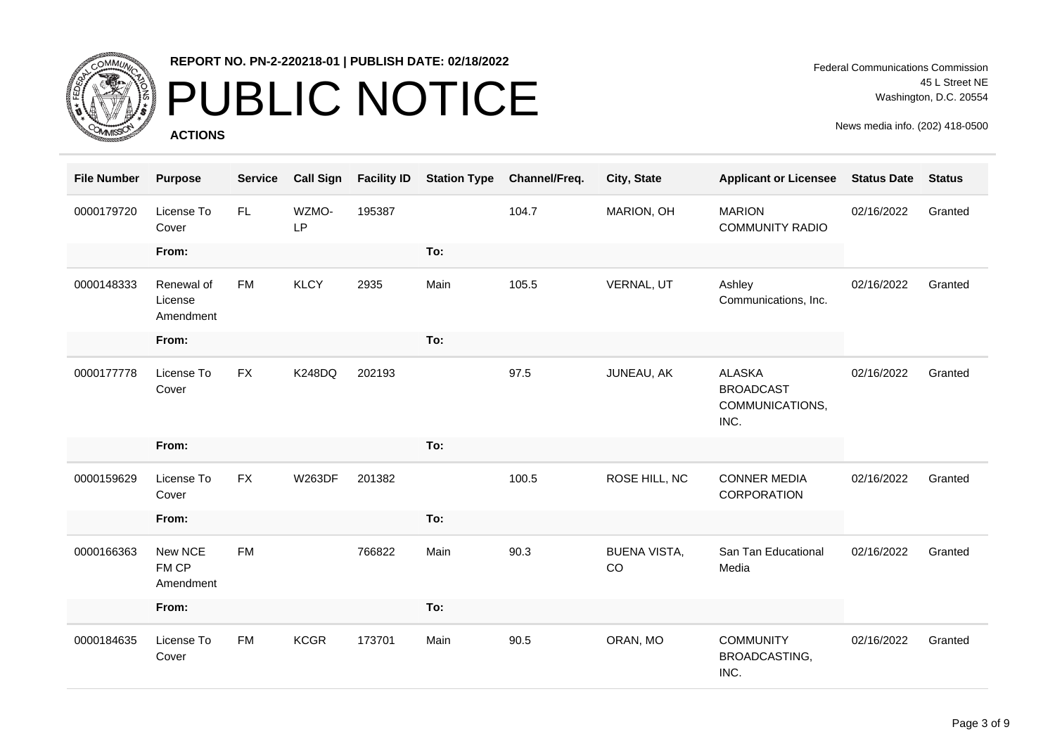REPORT NO. PN-2-220218-01 | PUBLISH DATE: 02/18/2022

# PUBLIC NOTICE

**ACTIONS**

Federal Communications Commission
45 L Street NE
Washington, D.C. 20554

News media info. (202) 418-0500

| File Number | Purpose | Service | Call Sign | Facility ID | Station Type | Channel/Freq. | City, State | Applicant or Licensee | Status Date | Status |
|---|---|---|---|---|---|---|---|---|---|---|
| 0000179720 | License To Cover | FL | WZMO-LP | 195387 | | 104.7 | MARION, OH | MARION COMMUNITY RADIO | 02/16/2022 | Granted |
| | **From:** | | | | **To:** | | | | | |
| 0000148333 | Renewal of License Amendment | FM | KLCY | 2935 | Main | 105.5 | VERNAL, UT | Ashley Communications, Inc. | 02/16/2022 | Granted |
| | **From:** | | | | **To:** | | | | | |
| 0000177778 | License To Cover | FX | K248DQ | 202193 | | 97.5 | JUNEAU, AK | ALASKA BROADCAST COMMUNICATIONS, INC. | 02/16/2022 | Granted |
| | **From:** | | | | **To:** | | | | | |
| 0000159629 | License To Cover | FX | W263DF | 201382 | | 100.5 | ROSE HILL, NC | CONNER MEDIA CORPORATION | 02/16/2022 | Granted |
| | **From:** | | | | **To:** | | | | | |
| 0000166363 | New NCE FM CP Amendment | FM | | 766822 | Main | 90.3 | BUENA VISTA, CO | San Tan Educational Media | 02/16/2022 | Granted |
| | **From:** | | | | **To:** | | | | | |
| 0000184635 | License To Cover | FM | KCGR | 173701 | Main | 90.5 | ORAN, MO | COMMUNITY BROADCASTING, INC. | 02/16/2022 | Granted |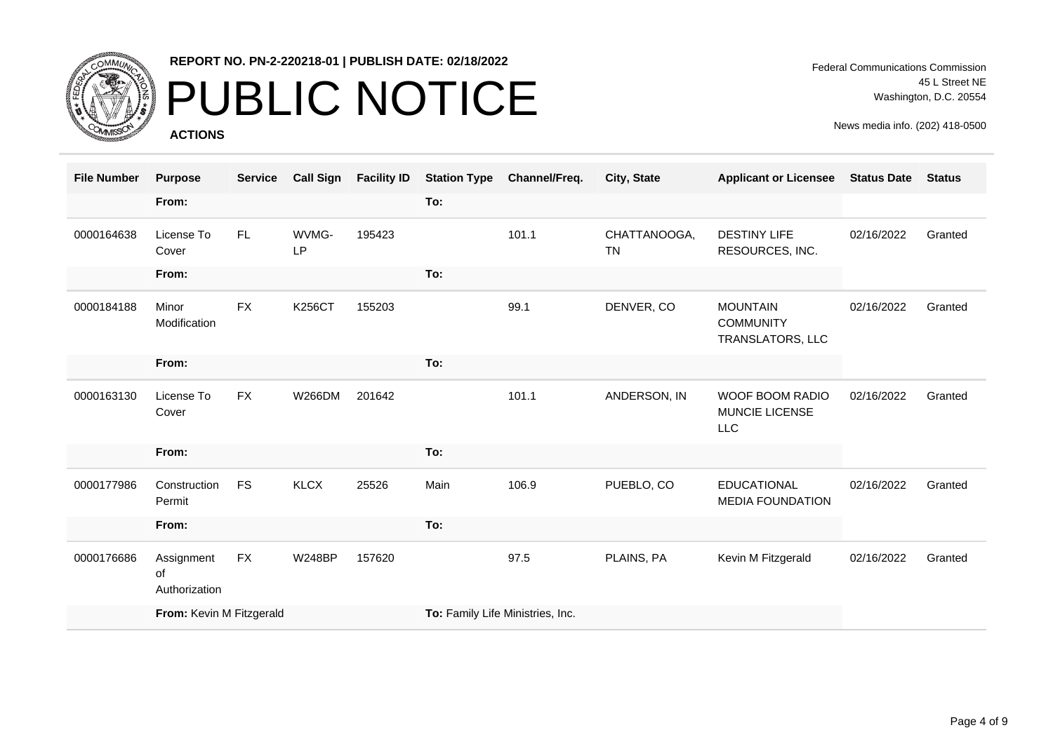**REPORT NO. PN-2-220218-01 | PUBLISH DATE: 02/18/2022**

# PUBLIC NOTICE

**ACTIONS**

Federal Communications Commission
45 L Street NE
Washington, D.C. 20554

News media info. (202) 418-0500

| File Number | Purpose | Service | Call Sign | Facility ID | Station Type | Channel/Freq. | City, State | Applicant or Licensee | Status Date | Status |
|---|---|---|---|---|---|---|---|---|---|---|
| | **From:** | | | | **To:** | | | | | |
| 0000164638 | License To Cover | FL | WVMG-LP | 195423 | | 101.1 | CHATTANOOGA, TN | DESTINY LIFE RESOURCES, INC. | 02/16/2022 | Granted |
| | **From:** | | | | **To:** | | | | | |
| 0000184188 | Minor Modification | FX | K256CT | 155203 | | 99.1 | DENVER, CO | MOUNTAIN COMMUNITY TRANSLATORS, LLC | 02/16/2022 | Granted |
| | **From:** | | | | **To:** | | | | | |
| 0000163130 | License To Cover | FX | W266DM | 201642 | | 101.1 | ANDERSON, IN | WOOF BOOM RADIO MUNCIE LICENSE LLC | 02/16/2022 | Granted |
| | **From:** | | | | **To:** | | | | | |
| 0000177986 | Construction Permit | FS | KLCX | 25526 | Main | 106.9 | PUEBLO, CO | EDUCATIONAL MEDIA FOUNDATION | 02/16/2022 | Granted |
| | **From:** | | | | **To:** | | | | | |
| 0000176686 | Assignment of Authorization | FX | W248BP | 157620 | | 97.5 | PLAINS, PA | Kevin M Fitzgerald | 02/16/2022 | Granted |
| | **From:** Kevin M Fitzgerald | | | | **To:** Family Life Ministries, Inc. | | | | | |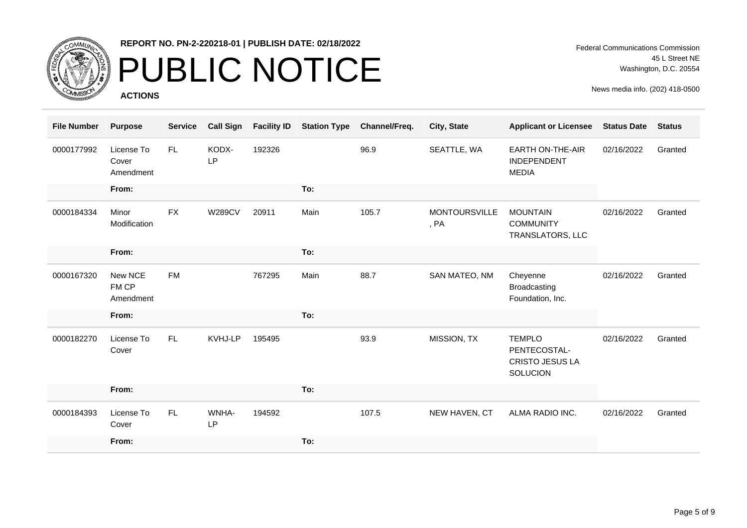REPORT NO. PN-2-220218-01 | PUBLISH DATE: 02/18/2022

# PUBLIC NOTICE

**ACTIONS**

Federal Communications Commission
45 L Street NE
Washington, D.C. 20554

News media info. (202) 418-0500

| File Number | Purpose | Service | Call Sign | Facility ID | Station Type | Channel/Freq. | City, State | Applicant or Licensee | Status Date | Status |
|---|---|---|---|---|---|---|---|---|---|---|
| 0000177992 | License To Cover Amendment | FL | KODX-LP | 192326 | | 96.9 | SEATTLE, WA | EARTH ON-THE-AIR INDEPENDENT MEDIA | 02/16/2022 | Granted |
| | **From:** | | | | **To:** | | | | | |
| 0000184334 | Minor Modification | FX | W289CV | 20911 | Main | 105.7 | MONTOURSVILLE, PA | MOUNTAIN COMMUNITY TRANSLATORS, LLC | 02/16/2022 | Granted |
| | **From:** | | | | **To:** | | | | | |
| 0000167320 | New NCE FM CP Amendment | FM | | 767295 | Main | 88.7 | SAN MATEO, NM | Cheyenne Broadcasting Foundation, Inc. | 02/16/2022 | Granted |
| | **From:** | | | | **To:** | | | | | |
| 0000182270 | License To Cover | FL | KVHJ-LP | 195495 | | 93.9 | MISSION, TX | TEMPLO PENTECOSTAL-CRISTO JESUS LA SOLUCION | 02/16/2022 | Granted |
| | **From:** | | | | **To:** | | | | | |
| 0000184393 | License To Cover | FL | WNHA-LP | 194592 | | 107.5 | NEW HAVEN, CT | ALMA RADIO INC. | 02/16/2022 | Granted |
| | **From:** | | | | **To:** | | | | | |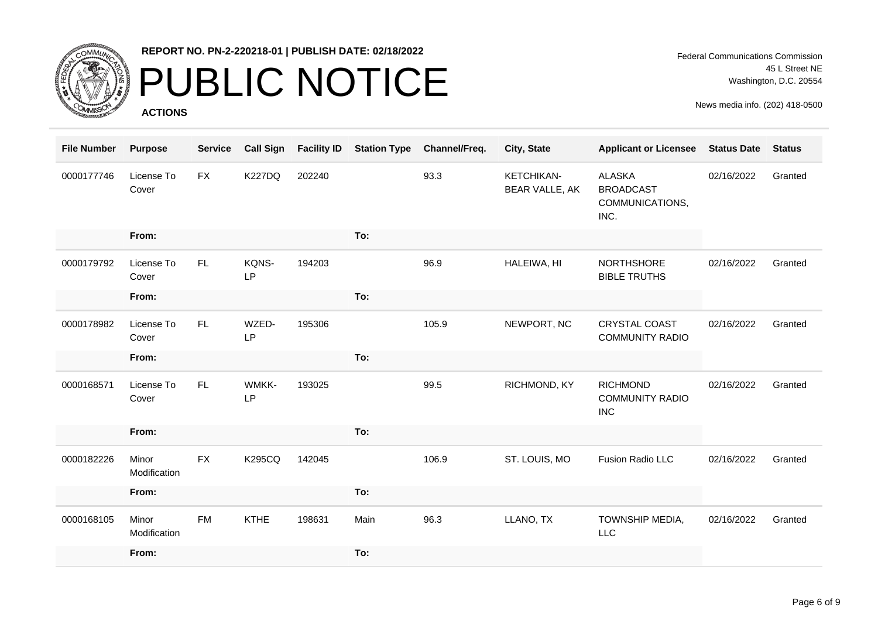REPORT NO. PN-2-220218-01 | PUBLISH DATE: 02/18/2022

# PUBLIC NOTICE

**ACTIONS**

Federal Communications Commission
45 L Street NE
Washington, D.C. 20554

News media info. (202) 418-0500

| File Number | Purpose | Service | Call Sign | Facility ID | Station Type | Channel/Freq. | City, State | Applicant or Licensee | Status Date | Status |
|---|---|---|---|---|---|---|---|---|---|---|
| 0000177746 | License To Cover | FX | K227DQ | 202240 | | 93.3 | KETCHIKAN-BEAR VALLE, AK | ALASKA BROADCAST COMMUNICATIONS, INC. | 02/16/2022 | Granted |
| | From: | | | | To: | | | | | |
| 0000179792 | License To Cover | FL | KQNS-LP | 194203 | | 96.9 | HALEIWA, HI | NORTHSHORE BIBLE TRUTHS | 02/16/2022 | Granted |
| | From: | | | | To: | | | | | |
| 0000178982 | License To Cover | FL | WZED-LP | 195306 | | 105.9 | NEWPORT, NC | CRYSTAL COAST COMMUNITY RADIO | 02/16/2022 | Granted |
| | From: | | | | To: | | | | | |
| 0000168571 | License To Cover | FL | WMKK-LP | 193025 | | 99.5 | RICHMOND, KY | RICHMOND COMMUNITY RADIO INC | 02/16/2022 | Granted |
| | From: | | | | To: | | | | | |
| 0000182226 | Minor Modification | FX | K295CQ | 142045 | | 106.9 | ST. LOUIS, MO | Fusion Radio LLC | 02/16/2022 | Granted |
| | From: | | | | To: | | | | | |
| 0000168105 | Minor Modification | FM | KTHE | 198631 | Main | 96.3 | LLANO, TX | TOWNSHIP MEDIA, LLC | 02/16/2022 | Granted |
| | From: | | | | To: | | | | | |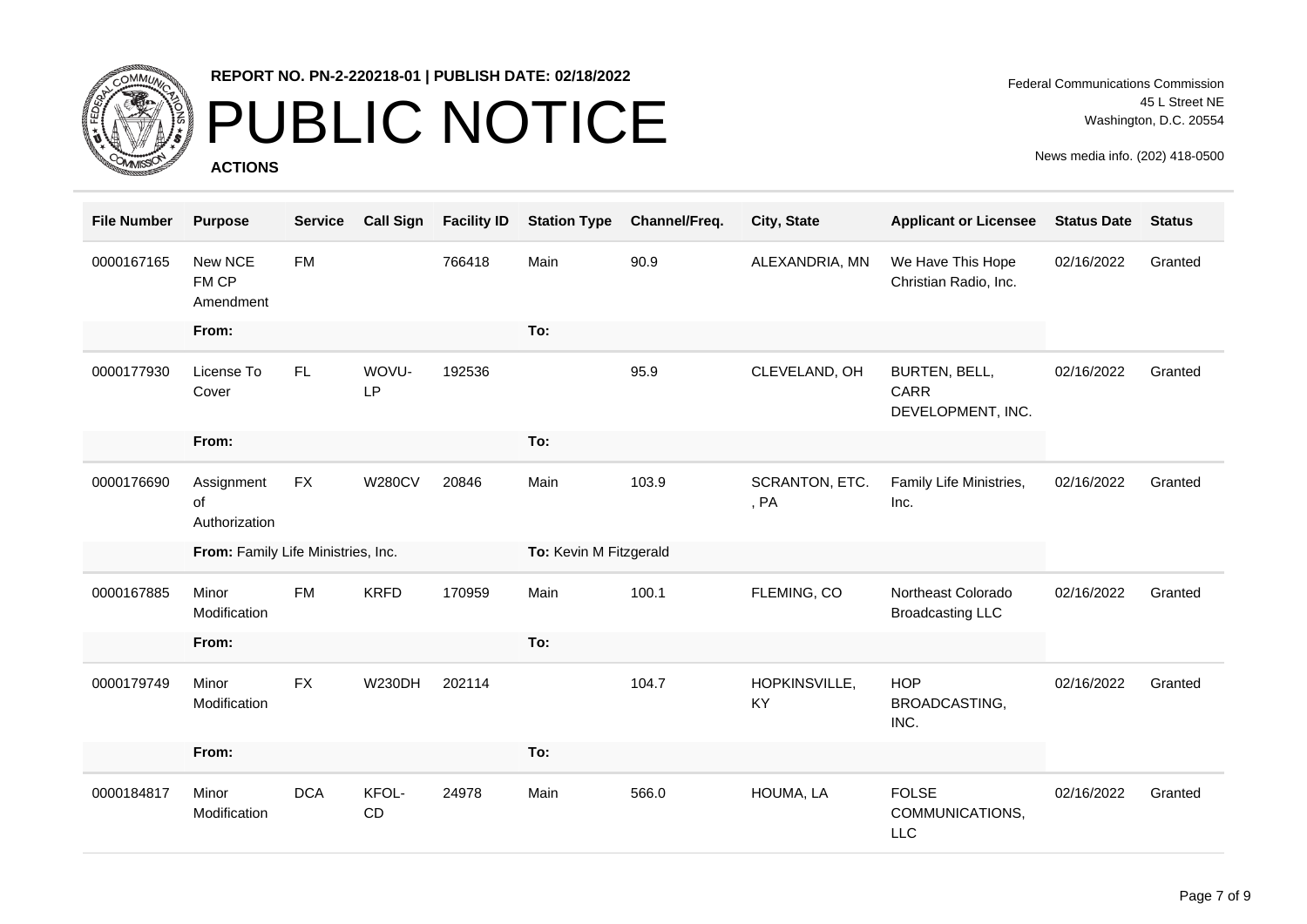REPORT NO. PN-2-220218-01 | PUBLISH DATE: 02/18/2022

# PUBLIC NOTICE

**ACTIONS**

Federal Communications Commission
45 L Street NE
Washington, D.C. 20554

News media info. (202) 418-0500

| File Number | Purpose | Service | Call Sign | Facility ID | Station Type | Channel/Freq. | City, State | Applicant or Licensee | Status Date | Status |
|---|---|---|---|---|---|---|---|---|---|---|
| 0000167165 | New NCE FM CP Amendment | FM | | 766418 | Main | 90.9 | ALEXANDRIA, MN | We Have This Hope Christian Radio, Inc. | 02/16/2022 | Granted |
| | **From:** | | | | **To:** | | | | | |
| 0000177930 | License To Cover | FL | WOVU-LP | 192536 | | 95.9 | CLEVELAND, OH | BURTEN, BELL, CARR DEVELOPMENT, INC. | 02/16/2022 | Granted |
| | **From:** | | | | **To:** | | | | | |
| 0000176690 | Assignment of Authorization | FX | W280CV | 20846 | Main | 103.9 | SCRANTON, ETC. , PA | Family Life Ministries, Inc. | 02/16/2022 | Granted |
| | **From:** Family Life Ministries, Inc. | | | | **To:** Kevin M Fitzgerald | | | | | |
| 0000167885 | Minor Modification | FM | KRFD | 170959 | Main | 100.1 | FLEMING, CO | Northeast Colorado Broadcasting LLC | 02/16/2022 | Granted |
| | **From:** | | | | **To:** | | | | | |
| 0000179749 | Minor Modification | FX | W230DH | 202114 | | 104.7 | HOPKINSVILLE, KY | HOP BROADCASTING, INC. | 02/16/2022 | Granted |
| | **From:** | | | | **To:** | | | | | |
| 0000184817 | Minor Modification | DCA | KFOL-CD | 24978 | Main | 566.0 | HOUMA, LA | FOLSE COMMUNICATIONS, LLC | 02/16/2022 | Granted |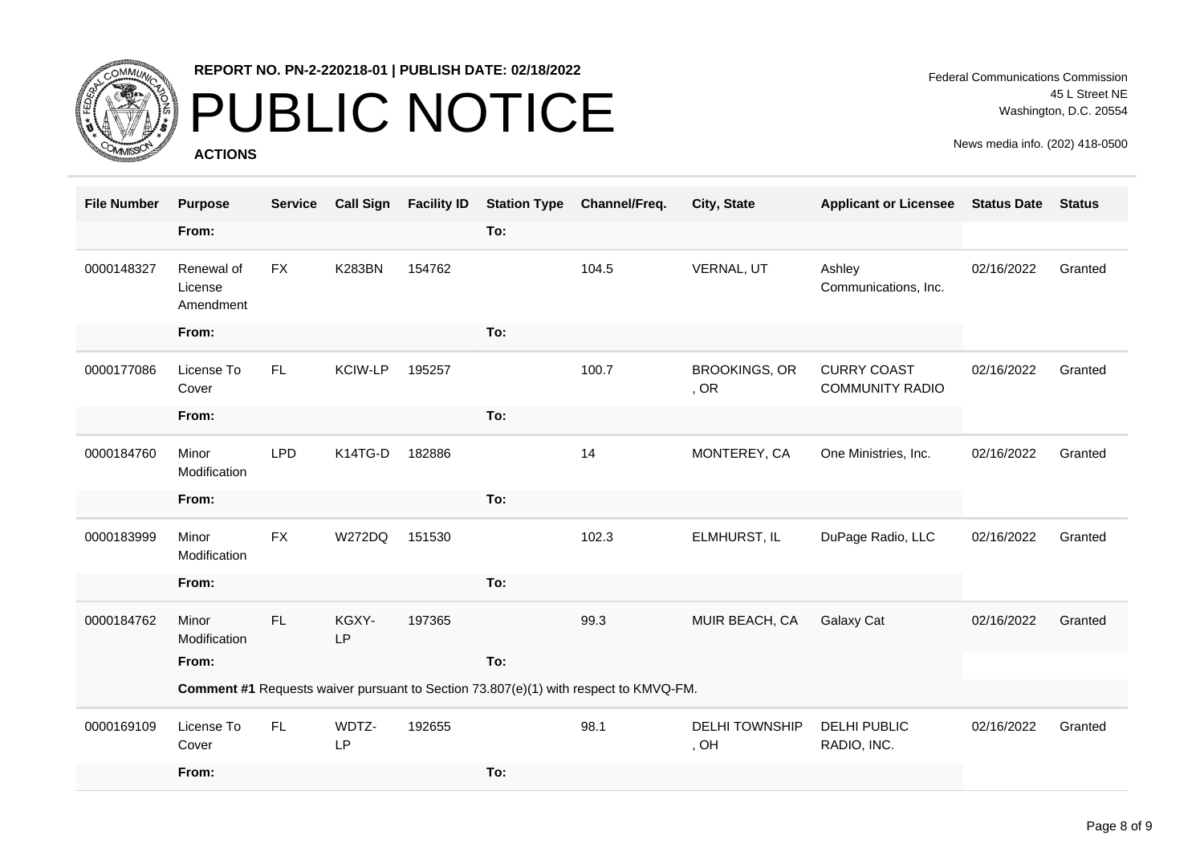**REPORT NO. PN-2-220218-01 | PUBLISH DATE: 02/18/2022**

# PUBLIC NOTICE

**ACTIONS**

Federal Communications Commission
45 L Street NE
Washington, D.C. 20554

News media info. (202) 418-0500

| File Number | Purpose | Service | Call Sign | Facility ID | Station Type | Channel/Freq. | City, State | Applicant or Licensee | Status Date | Status |
|---|---|---|---|---|---|---|---|---|---|---|
| | **From:** | | | | **To:** | | | | | |
| 0000148327 | Renewal of License Amendment | FX | K283BN | 154762 | | 104.5 | VERNAL, UT | Ashley Communications, Inc. | 02/16/2022 | Granted |
| | **From:** | | | | **To:** | | | | | |
| 0000177086 | License To Cover | FL | KCIW-LP | 195257 | | 100.7 | BROOKINGS, OR , OR | CURRY COAST COMMUNITY RADIO | 02/16/2022 | Granted |
| | **From:** | | | | **To:** | | | | | |
| 0000184760 | Minor Modification | LPD | K14TG-D | 182886 | | 14 | MONTEREY, CA | One Ministries, Inc. | 02/16/2022 | Granted |
| | **From:** | | | | **To:** | | | | | |
| 0000183999 | Minor Modification | FX | W272DQ | 151530 | | 102.3 | ELMHURST, IL | DuPage Radio, LLC | 02/16/2022 | Granted |
| | **From:** | | | | **To:** | | | | | |
| 0000184762 | Minor Modification | FL | KGXY-LP | 197365 | | 99.3 | MUIR BEACH, CA | Galaxy Cat | 02/16/2022 | Granted |
| | **From:** | | | | **To:** | | | | | |
| | **Comment #1** Requests waiver pursuant to Section 73.807(e)(1) with respect to KMVQ-FM. | | | | | | | | | |
| 0000169109 | License To Cover | FL | WDTZ-LP | 192655 | | 98.1 | DELHI TOWNSHIP , OH | DELHI PUBLIC RADIO, INC. | 02/16/2022 | Granted |
| | **From:** | | | | **To:** | | | | | |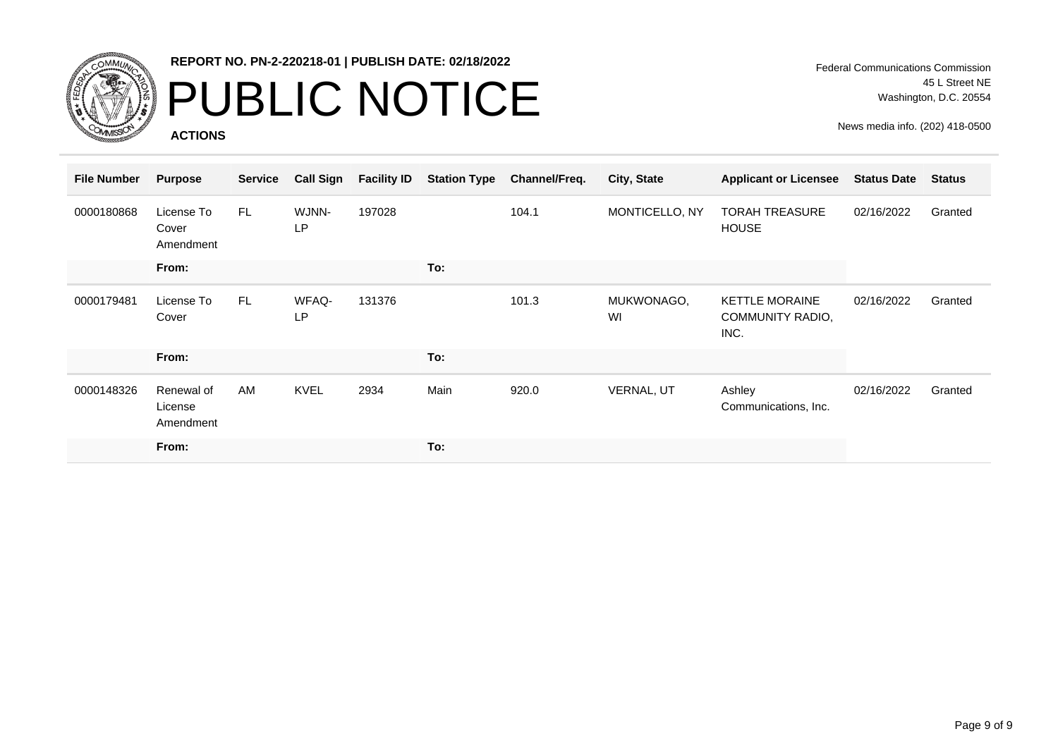**REPORT NO. PN-2-220218-01 | PUBLISH DATE: 02/18/2022**

# PUBLIC NOTICE

**ACTIONS**

Federal Communications Commission
45 L Street NE
Washington, D.C. 20554

News media info. (202) 418-0500

| File Number | Purpose | Service | Call Sign | Facility ID | Station Type | Channel/Freq. | City, State | Applicant or Licensee | Status Date | Status |
|---|---|---|---|---|---|---|---|---|---|---|
| 0000180868 | License To Cover Amendment | FL | WJNN-LP | 197028 | | 104.1 | MONTICELLO, NY | TORAH TREASURE HOUSE | 02/16/2022 | Granted |
| | **From:** | | | | **To:** | | | | | |
| 0000179481 | License To Cover | FL | WFAQ-LP | 131376 | | 101.3 | MUKWONAGO, WI | KETTLE MORAINE COMMUNITY RADIO, INC. | 02/16/2022 | Granted |
| | **From:** | | | | **To:** | | | | | |
| 0000148326 | Renewal of License Amendment | AM | KVEL | 2934 | Main | 920.0 | VERNAL, UT | Ashley Communications, Inc. | 02/16/2022 | Granted |
| | **From:** | | | | **To:** | | | | | |